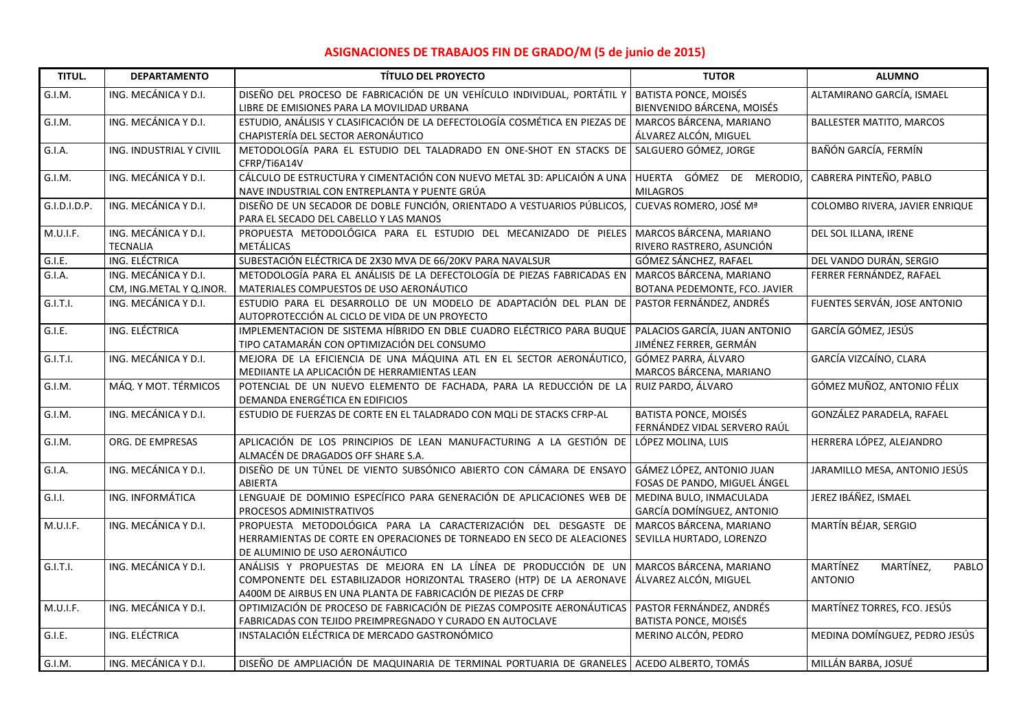# ASIGNACIONES DE TRABAJOS FIN DE GRADO/M (5 de junio de 2015)

| TITUL. | DEPARTAMENTO | TÍTULO DEL PROYECTO | TUTOR | ALUMNO |
|---|---|---|---|---|
| G.I.M. | ING. MECÁNICA Y D.I. | DISEÑO DEL PROCESO DE FABRICACIÓN DE UN VEHÍCULO INDIVIDUAL, PORTÁTIL Y LIBRE DE EMISIONES PARA LA MOVILIDAD URBANA | BATISTA PONCE, MOISÉS<br>BIENVENIDO BÁRCENA, MOISÉS | ALTAMIRANO GARCÍA, ISMAEL |
| G.I.M. | ING. MECÁNICA Y D.I. | ESTUDIO, ANÁLISIS Y CLASIFICACIÓN DE LA DEFECTOLOGÍA COSMÉTICA EN PIEZAS DE CHAPISTERÍA DEL SECTOR AERONÁUTICO | MARCOS BÁRCENA, MARIANO<br>ÁLVAREZ ALCÓN, MIGUEL | BALLESTER MATITO, MARCOS |
| G.I.A. | ING. INDUSTRIAL Y CIVIIL | METODOLOGÍA PARA EL ESTUDIO DEL TALADRADO EN ONE-SHOT EN STACKS DE CFRP/Ti6A14V | SALGUERO GÓMEZ, JORGE | BAÑÓN GARCÍA, FERMÍN |
| G.I.M. | ING. MECÁNICA Y D.I. | CÁLCULO DE ESTRUCTURA Y CIMENTACIÓN CON NUEVO METAL 3D: APLICACIÓN A UNA NAVE INDUSTRIAL CON ENTREPLANTA Y PUENTE GRÚA | HUERTA GÓMEZ DE MERODIO, MILAGROS | CABRERA PINTEÑO, PABLO |
| G.I.D.I.D.P. | ING. MECÁNICA Y D.I. | DISEÑO DE UN SECADOR DE DOBLE FUNCIÓN, ORIENTADO A VESTUARIOS PÚBLICOS, PARA EL SECADO DEL CABELLO Y LAS MANOS | CUEVAS ROMERO, JOSÉ Mª | COLOMBO RIVERA, JAVIER ENRIQUE |
| M.U.I.F. | ING. MECÁNICA Y D.I.<br>TECNALIA | PROPUESTA METODOLÓGICA PARA EL ESTUDIO DEL MECANIZADO DE PIELES METÁLICAS | MARCOS BÁRCENA, MARIANO<br>RIVERO RASTRERO, ASUNCIÓN | DEL SOL ILLANA, IRENE |
| G.I.E. | ING. ELÉCTRICA | SUBESTACIÓN ELÉCTRICA DE 2X30 MVA DE 66/20KV PARA NAVALSUR | GÓMEZ SÁNCHEZ, RAFAEL | DEL VANDO DURÁN, SERGIO |
| G.I.A. | ING. MECÁNICA Y D.I.<br>CM, ING.METAL Y Q.INOR. | METODOLOGÍA PARA EL ANÁLISIS DE LA DEFECTOLOGÍA DE PIEZAS FABRICADAS EN MATERIALES COMPUESTOS DE USO AERONÁUTICO | MARCOS BÁRCENA, MARIANO<br>BOTANA PEDEMONTE, FCO. JAVIER | FERRER FERNÁNDEZ, RAFAEL |
| G.I.T.I. | ING. MECÁNICA Y D.I. | ESTUDIO PARA EL DESARROLLO DE UN MODELO DE ADAPTACIÓN DEL PLAN DE AUTOPROTECCIÓN AL CICLO DE VIDA DE UN PROYECTO | PASTOR FERNÁNDEZ, ANDRÉS | FUENTES SERVÁN, JOSE ANTONIO |
| G.I.E. | ING. ELÉCTRICA | IMPLEMENTACION DE SISTEMA HÍBRIDO EN DBLE CUADRO ELÉCTRICO PARA BUQUE TIPO CATAMARÁN CON OPTIMIZACIÓN DEL CONSUMO | PALACIOS GARCÍA, JUAN ANTONIO<br>JIMÉNEZ FERRER, GERMÁN | GARCÍA GÓMEZ, JESÚS |
| G.I.T.I. | ING. MECÁNICA Y D.I. | MEJORA DE LA EFICIENCIA DE UNA MÁQUINA ATL EN EL SECTOR AERONÁUTICO, MEDIIANTE LA APLICACIÓN DE HERRAMIENTAS LEAN | GÓMEZ PARRA, ÁLVARO<br>MARCOS BÁRCENA, MARIANO | GARCÍA VIZCAÍNO, CLARA |
| G.I.M. | MÁQ. Y MOT. TÉRMICOS | POTENCIAL DE UN NUEVO ELEMENTO DE FACHADA, PARA LA REDUCCIÓN DE LA DEMANDA ENERGÉTICA EN EDIFICIOS | RUIZ PARDO, ÁLVARO | GÓMEZ MUÑOZ, ANTONIO FÉLIX |
| G.I.M. | ING. MECÁNICA Y D.I. | ESTUDIO DE FUERZAS DE CORTE EN EL TALADRADO CON MQLi DE STACKS CFRP-AL | BATISTA PONCE, MOISÉS<br>FERNÁNDEZ VIDAL SERVERO RAÚL | GONZÁLEZ PARADELA, RAFAEL |
| G.I.M. | ORG. DE EMPRESAS | APLICACIÓN DE LOS PRINCIPIOS DE LEAN MANUFACTURING A LA GESTIÓN DE ALMACÉN DE DRAGADOS OFF SHARE S.A. | LÓPEZ MOLINA, LUIS | HERRERA LÓPEZ, ALEJANDRO |
| G.I.A. | ING. MECÁNICA Y D.I. | DISEÑO DE UN TÚNEL DE VIENTO SUBSÓNICO ABIERTO CON CÁMARA DE ENSAYO ABIERTA | GÁMEZ LÓPEZ, ANTONIO JUAN<br>FOSAS DE PANDO, MIGUEL ÁNGEL | JARAMILLO MESA, ANTONIO JESÚS |
| G.I.I. | ING. INFORMÁTICA | LENGUAJE DE DOMINIO ESPECÍFICO PARA GENERACIÓN DE APLICACIONES WEB DE PROCESOS ADMINISTRATIVOS | MEDINA BULO, INMACULADA<br>GARCÍA DOMÍNGUEZ, ANTONIO | JEREZ IBÁÑEZ, ISMAEL |
| M.U.I.F. | ING. MECÁNICA Y D.I. | PROPUESTA METODOLÓGICA PARA LA CARACTERIZACIÓN DEL DESGASTE DE HERRAMIENTAS DE CORTE EN OPERACIONES DE TORNEADO EN SECO DE ALEACIONES DE ALUMINIO DE USO AERONÁUTICO | MARCOS BÁRCENA, MARIANO<br>SEVILLA HURTADO, LORENZO | MARTÍN BÉJAR, SERGIO |
| G.I.T.I. | ING. MECÁNICA Y D.I. | ANÁLISIS Y PROPUESTAS DE MEJORA EN LA LÍNEA DE PRODUCCIÓN DE UN COMPONENTE DEL ESTABILIZADOR HORIZONTAL TRASERO (HTP) DE LA AERONAVE A400M DE AIRBUS EN UNA PLANTA DE FABRICACIÓN DE PIEZAS DE CFRP | MARCOS BÁRCENA, MARIANO<br>ÁLVAREZ ALCÓN, MIGUEL | MARTÍNEZ MARTÍNEZ, PABLO ANTONIO |
| M.U.I.F. | ING. MECÁNICA Y D.I. | OPTIMIZACIÓN DE PROCESO DE FABRICACIÓN DE PIEZAS COMPOSITE AERONÁUTICAS FABRICADAS CON TEJIDO PREIMPREGNADO Y CURADO EN AUTOCLAVE | PASTOR FERNÁNDEZ, ANDRÉS<br>BATISTA PONCE, MOISÉS | MARTÍNEZ TORRES, FCO. JESÚS |
| G.I.E. | ING. ELÉCTRICA | INSTALACIÓN ELÉCTRICA DE MERCADO GASTRONÓMICO | MERINO ALCÓN, PEDRO | MEDINA DOMÍNGUEZ, PEDRO JESÚS |
| G.I.M. | ING. MECÁNICA Y D.I. | DISEÑO DE AMPLIACIÓN DE MAQUINARIA DE TERMINAL PORTUARIA DE GRANELES | ACEDO ALBERTO, TOMÁS | MILLÁN BARBA, JOSUÉ |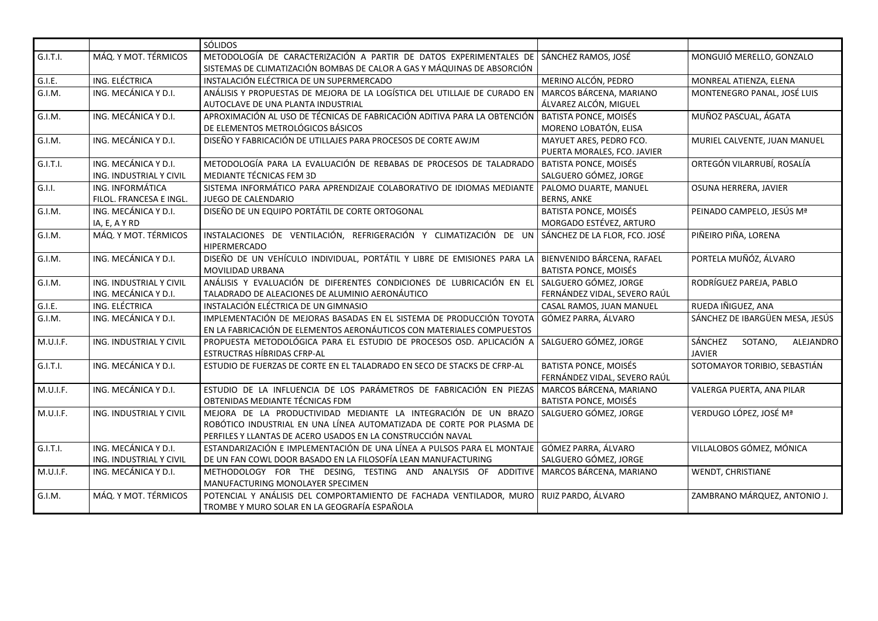| | | | | |
|---|---|---|---|---|
| | | SÓLIDOS | | |
| G.I.T.I. | MÁQ. Y MOT. TÉRMICOS | METODOLOGÍA DE CARACTERIZACIÓN A PARTIR DE DATOS EXPERIMENTALES DE SISTEMAS DE CLIMATIZACIÓN BOMBAS DE CALOR A GAS Y MÁQUINAS DE ABSORCIÓN | SÁNCHEZ RAMOS, JOSÉ | MONGUIÓ MERELLO, GONZALO |
| G.I.E. | ING. ELÉCTRICA | INSTALACIÓN ELÉCTRICA DE UN SUPERMERCADO | MERINO ALCÓN, PEDRO | MONREAL ATIENZA, ELENA |
| G.I.M. | ING. MECÁNICA Y D.I. | ANÁLISIS Y PROPUESTAS DE MEJORA DE LA LOGÍSTICA DEL UTILLAJE DE CURADO EN AUTOCLAVE DE UNA PLANTA INDUSTRIAL | MARCOS BÁRCENA, MARIANO<br>ÁLVAREZ ALCÓN, MIGUEL | MONTENEGRO PANAL, JOSÉ LUIS |
| G.I.M. | ING. MECÁNICA Y D.I. | APROXIMACIÓN AL USO DE TÉCNICAS DE FABRICACIÓN ADITIVA PARA LA OBTENCIÓN DE ELEMENTOS METROLÓGICOS BÁSICOS | BATISTA PONCE, MOISÉS<br>MORENO LOBATÓN, ELISA | MUÑOZ PASCUAL, ÁGATA |
| G.I.M. | ING. MECÁNICA Y D.I. | DISEÑO Y FABRICACIÓN DE UTILLAJES PARA PROCESOS DE CORTE AWJM | MAYUET ARES, PEDRO FCO.<br>PUERTA MORALES, FCO. JAVIER | MURIEL CALVENTE, JUAN MANUEL |
| G.I.T.I. | ING. MECÁNICA Y D.I.<br>ING. INDUSTRIAL Y CIVIL | METODOLOGÍA PARA LA EVALUACIÓN DE REBABAS DE PROCESOS DE TALADRADO MEDIANTE TÉCNICAS FEM 3D | BATISTA PONCE, MOISÉS<br>SALGUERO GÓMEZ, JORGE | ORTEGÓN VILARRUBÍ, ROSALÍA |
| G.I.I. | ING. INFORMÁTICA<br>FILOL. FRANCESA E INGL. | SISTEMA INFORMÁTICO PARA APRENDIZAJE COLABORATIVO DE IDIOMAS MEDIANTE JUEGO DE CALENDARIO | PALOMO DUARTE, MANUEL<br>BERNS, ANKE | OSUNA HERRERA, JAVIER |
| G.I.M. | ING. MECÁNICA Y D.I.<br>IA, E, A Y RD | DISEÑO DE UN EQUIPO PORTÁTIL DE CORTE ORTOGONAL | BATISTA PONCE, MOISÉS<br>MORGADO ESTÉVEZ, ARTURO | PEINADO CAMPELO, JESÚS Mª |
| G.I.M. | MÁQ. Y MOT. TÉRMICOS | INSTALACIONES DE VENTILACIÓN, REFRIGERACIÓN Y CLIMATIZACIÓN DE UN HIPERMERCADO | SÁNCHEZ DE LA FLOR, FCO. JOSÉ | PIÑEIRO PIÑA, LORENA |
| G.I.M. | ING. MECÁNICA Y D.I. | DISEÑO DE UN VEHÍCULO INDIVIDUAL, PORTÁTIL Y LIBRE DE EMISIONES PARA LA MOVILIDAD URBANA | BIENVENIDO BÁRCENA, RAFAEL<br>BATISTA PONCE, MOISÉS | PORTELA MUÑÓZ, ÁLVARO |
| G.I.M. | ING. INDUSTRIAL Y CIVIL<br>ING. MECÁNICA Y D.I. | ANÁLISIS Y EVALUACIÓN DE DIFERENTES CONDICIONES DE LUBRICACIÓN EN EL TALADRADO DE ALEACIONES DE ALUMINIO AERONÁUTICO | SALGUERO GÓMEZ, JORGE<br>FERNÁNDEZ VIDAL, SEVERO RAÚL | RODRÍGUEZ PAREJA, PABLO |
| G.I.E. | ING. ELÉCTRICA | INSTALACIÓN ELÉCTRICA DE UN GIMNASIO | CASAL RAMOS, JUAN MANUEL | RUEDA IÑIGUEZ, ANA |
| G.I.M. | ING. MECÁNICA Y D.I. | IMPLEMENTACIÓN DE MEJORAS BASADAS EN EL SISTEMA DE PRODUCCIÓN TOYOTA EN LA FABRICACIÓN DE ELEMENTOS AERONÁUTICOS CON MATERIALES COMPUESTOS | GÓMEZ PARRA, ÁLVARO | SÁNCHEZ DE IBARGÜEN MESA, JESÚS |
| M.U.I.F. | ING. INDUSTRIAL Y CIVIL | PROPUESTA METODOLÓGICA PARA EL ESTUDIO DE PROCESOS OSD. APLICACIÓN A ESTRUCTRAS HÍBRIDAS CFRP-AL | SALGUERO GÓMEZ, JORGE | SÁNCHEZ SOTANO, ALEJANDRO JAVIER |
| G.I.T.I. | ING. MECÁNICA Y D.I. | ESTUDIO DE FUERZAS DE CORTE EN EL TALADRADO EN SECO DE STACKS DE CFRP-AL | BATISTA PONCE, MOISÉS<br>FERNÁNDEZ VIDAL, SEVERO RAÚL | SOTOMAYOR TORIBIO, SEBASTIÁN |
| M.U.I.F. | ING. MECÁNICA Y D.I. | ESTUDIO DE LA INFLUENCIA DE LOS PARÁMETROS DE FABRICACIÓN EN PIEZAS OBTENIDAS MEDIANTE TÉCNICAS FDM | MARCOS BÁRCENA, MARIANO<br>BATISTA PONCE, MOISÉS | VALERGA PUERTA, ANA PILAR |
| M.U.I.F. | ING. INDUSTRIAL Y CIVIL | MEJORA DE LA PRODUCTIVIDAD MEDIANTE LA INTEGRACIÓN DE UN BRAZO ROBÓTICO INDUSTRIAL EN UNA LÍNEA AUTOMATIZADA DE CORTE POR PLASMA DE PERFILES Y LLANTAS DE ACERO USADOS EN LA CONSTRUCCIÓN NAVAL | SALGUERO GÓMEZ, JORGE | VERDUGO LÓPEZ, JOSÉ Mª |
| G.I.T.I. | ING. MECÁNICA Y D.I.<br>ING. INDUSTRIAL Y CIVIL | ESTANDARIZACIÓN E IMPLEMENTACIÓN DE UNA LÍNEA A PULSOS PARA EL MONTAJE DE UN FAN COWL DOOR BASADO EN LA FILOSOFÍA LEAN MANUFACTURING | GÓMEZ PARRA, ÁLVARO<br>SALGUERO GÓMEZ, JORGE | VILLALOBOS GÓMEZ, MÓNICA |
| M.U.I.F. | ING. MECÁNICA Y D.I. | METHODOLOGY FOR THE DESING, TESTING AND ANALYSIS OF ADDITIVE MANUFACTURING MONOLAYER SPECIMEN | MARCOS BÁRCENA, MARIANO | WENDT, CHRISTIANE |
| G.I.M. | MÁQ. Y MOT. TÉRMICOS | POTENCIAL Y ANÁLISIS DEL COMPORTAMIENTO DE FACHADA VENTILADOR, MURO TROMBE Y MURO SOLAR EN LA GEOGRAFÍA ESPAÑOLA | RUIZ PARDO, ÁLVARO | ZAMBRANO MÁRQUEZ, ANTONIO J. |